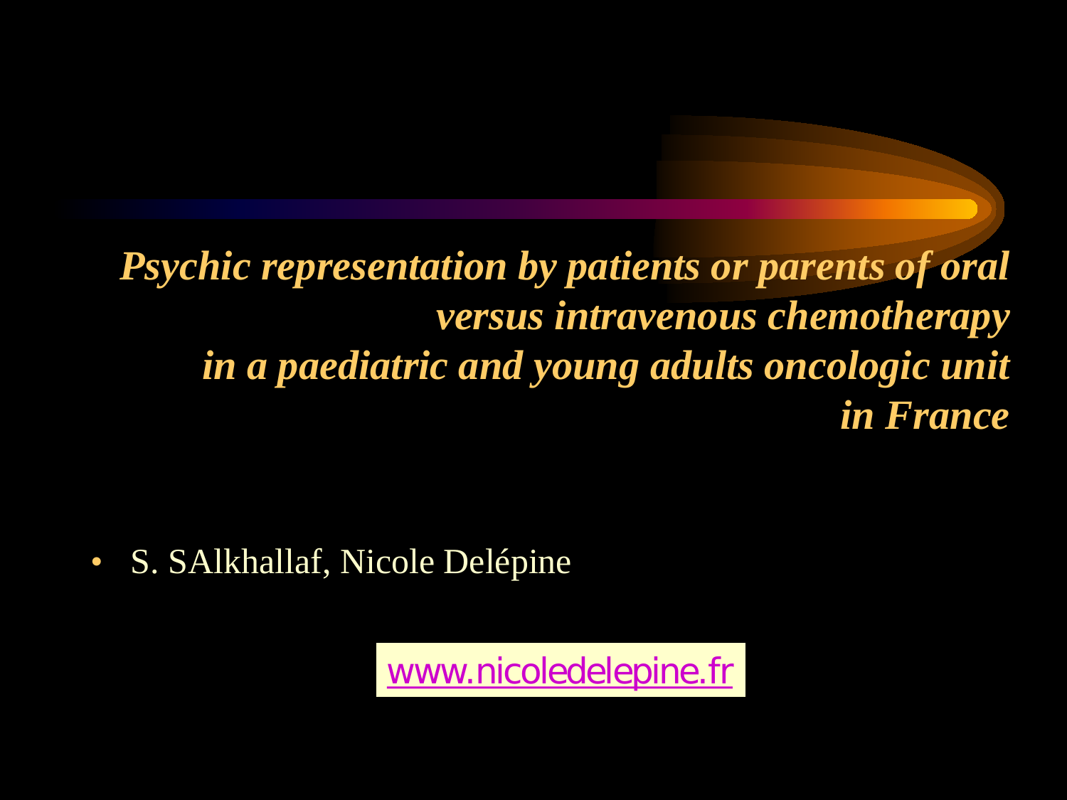# *Psychic representation by patients or parents of oral versus intravenous chemotherapy in a paediatric and young adults oncologic unit in France*

- S. SAlkhallaf, Nicole Delépine

www.nicoledelepine.fr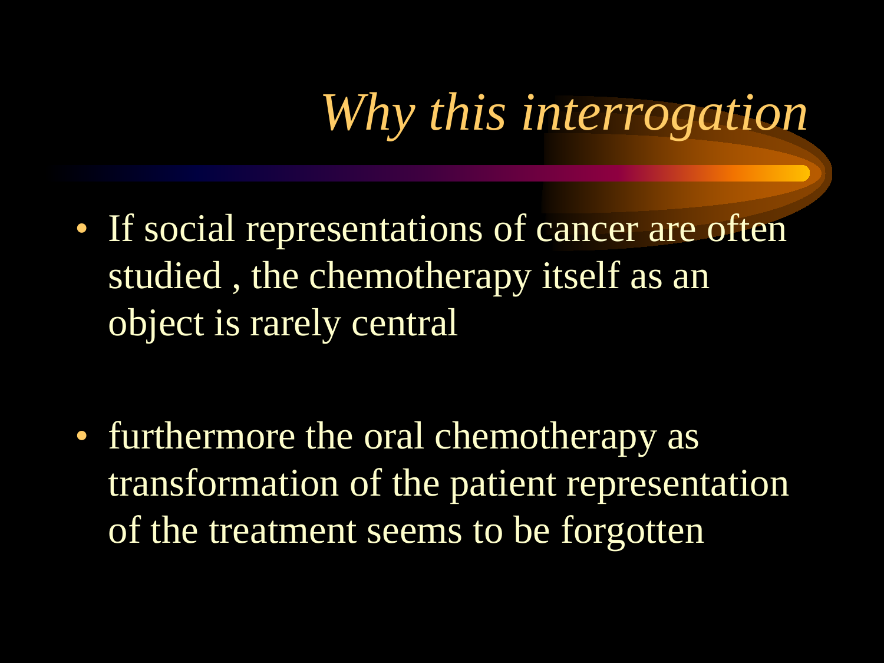# *Why this interrogation*

- If social representations of cancer are often studied , the chemotherapy itself as an object is rarely central
- furthermore the oral chemotherapy as transformation of the patient representation of the treatment seems to be forgotten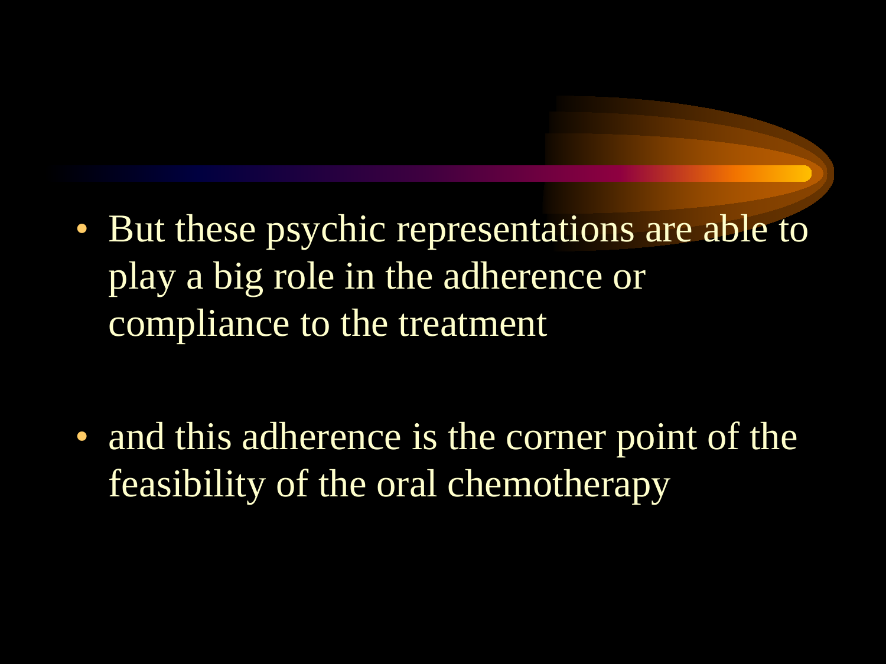- But these psychic representations are able to play a big role in the adherence or compliance to the treatment

- and this adherence is the corner point of the feasibility of the oral chemotherapy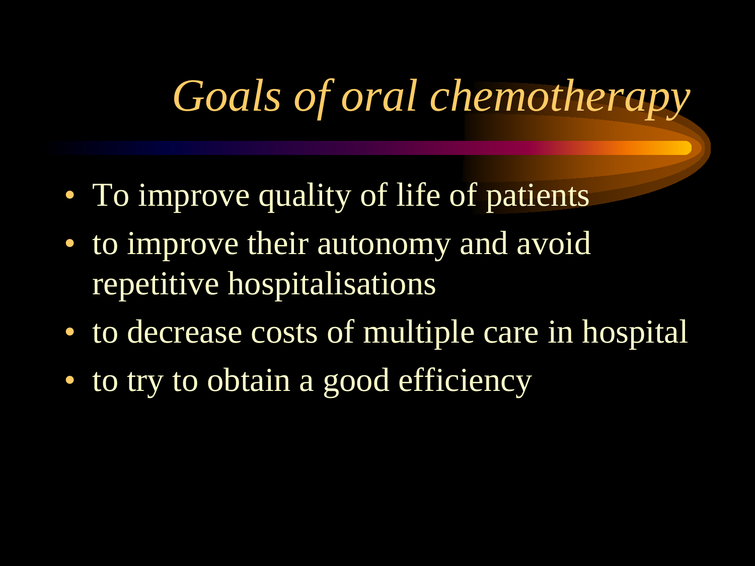# *Goals of oral chemotherapy*

- To improve quality of life of patients
- to improve their autonomy and avoid repetitive hospitalisations
- to decrease costs of multiple care in hospital
- to try to obtain a good efficiency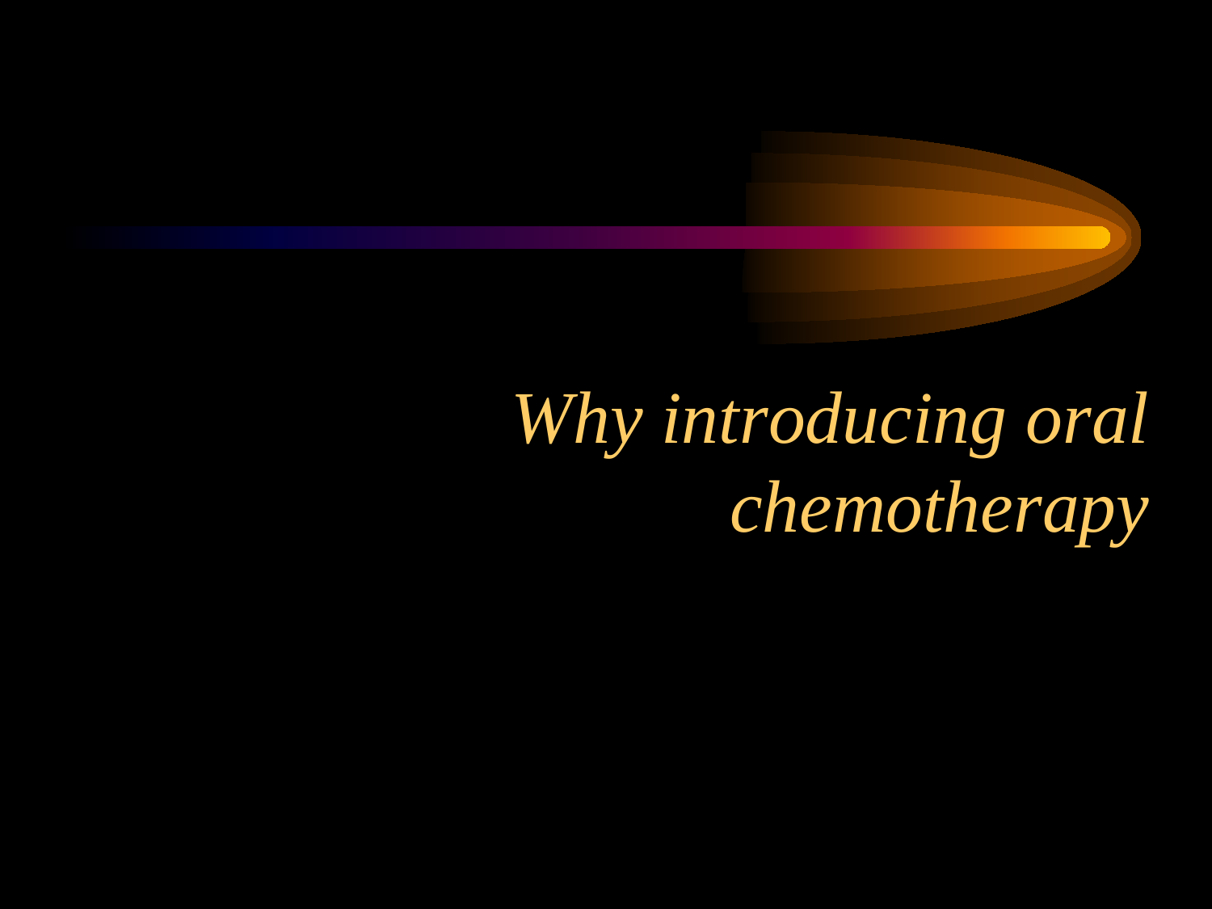# *Why introducing oral chemotherapy*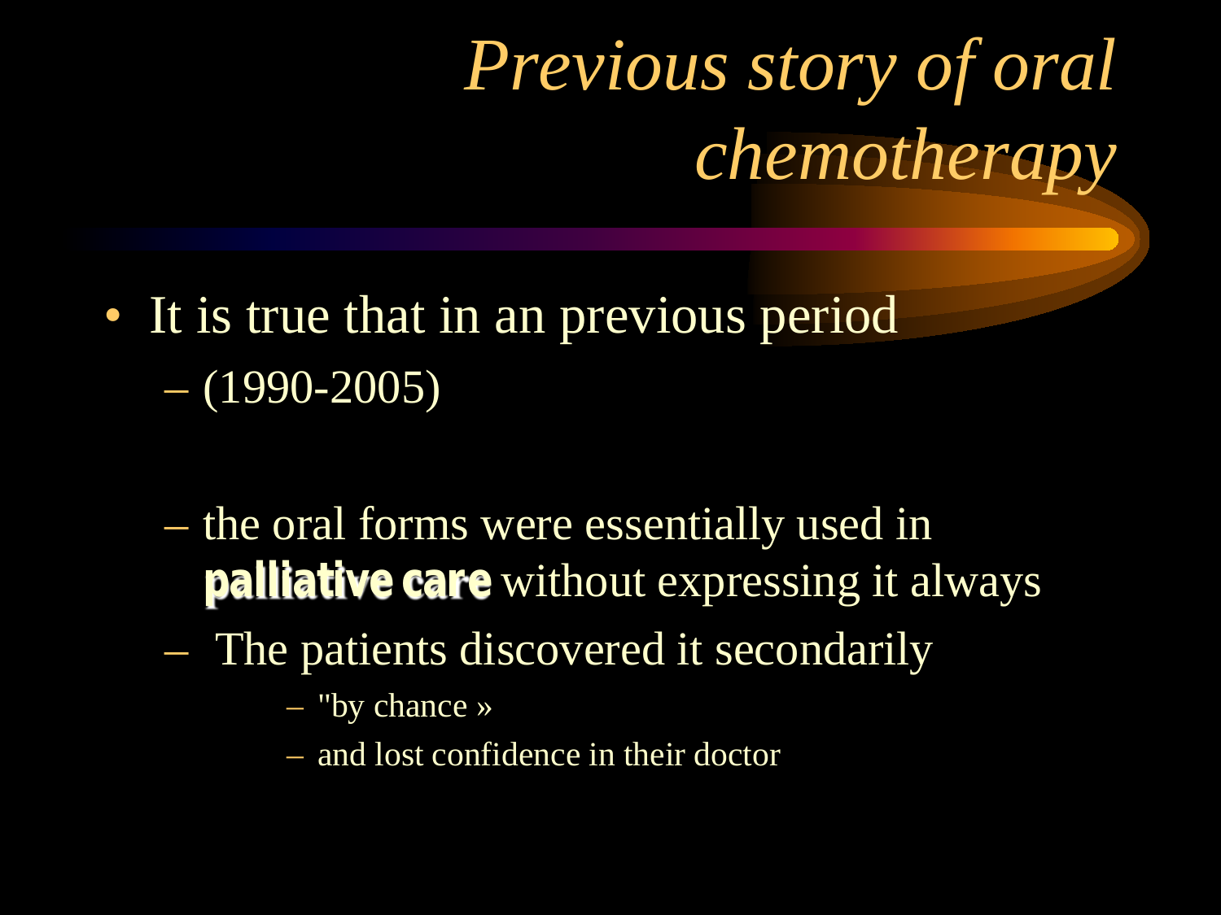# *Previous story of oral chemotherapy*

- It is true that in an previous period
  - (1990-2005)
  - the oral forms were essentially used in **palliative care** without expressing it always
  - The patients discovered it secondarily
    - "by chance »
    - and lost confidence in their doctor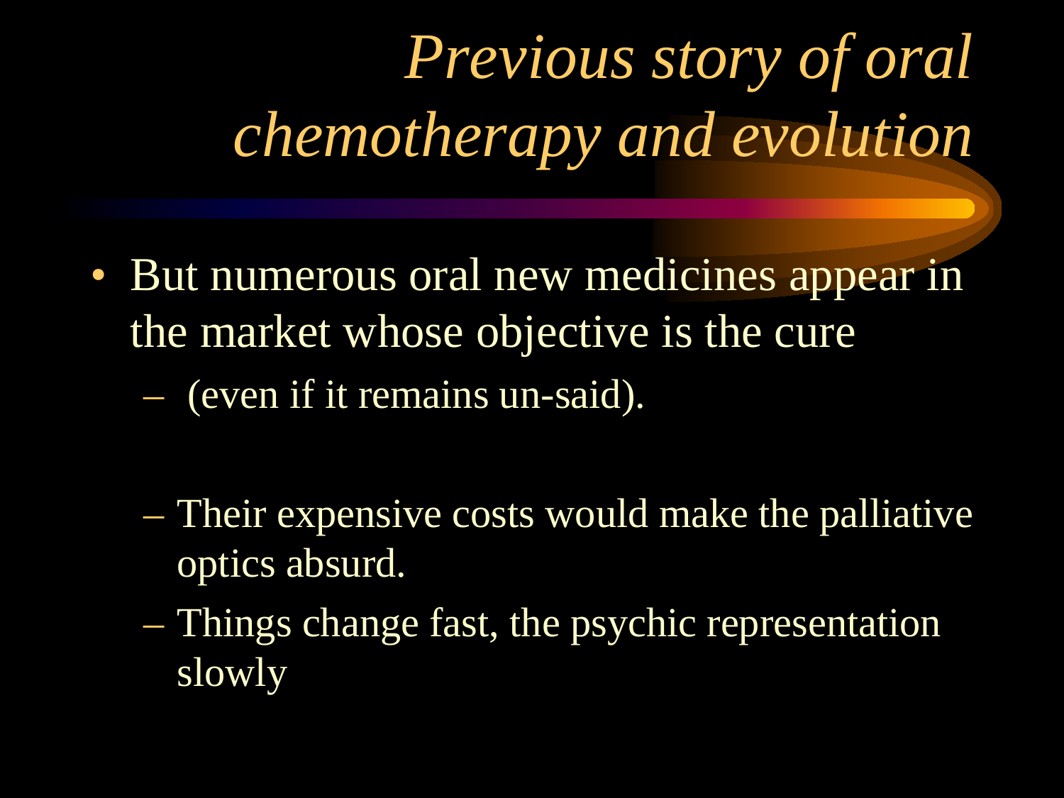# *Previous story of oral chemotherapy and evolution*

- But numerous oral new medicines appear in the market whose objective is the cure
  - (even if it remains un-said).
  - Their expensive costs would make the palliative optics absurd.
  - Things change fast, the psychic representation slowly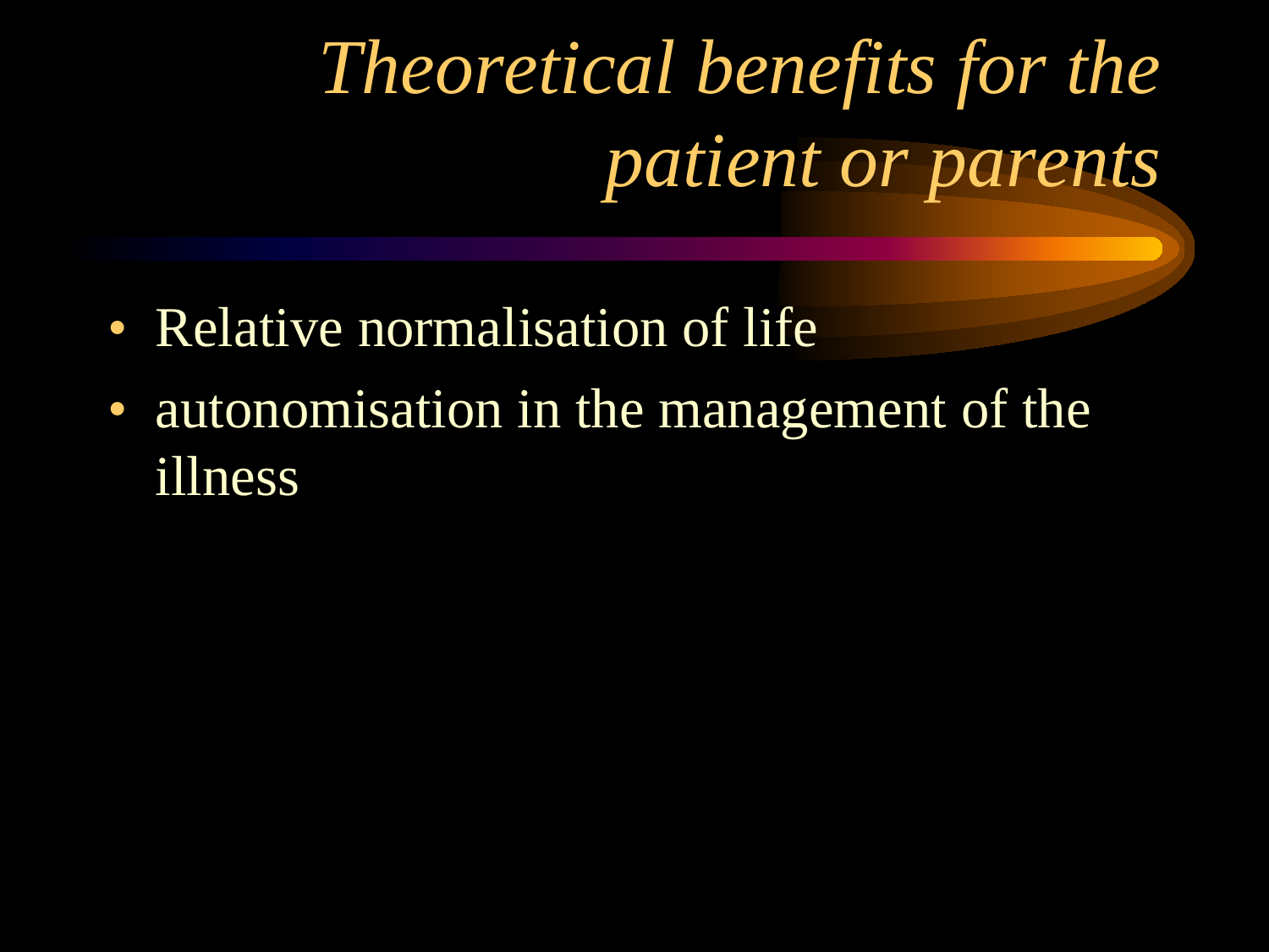# *Theoretical benefits for the patient or parents*

- Relative normalisation of life
- autonomisation in the management of the illness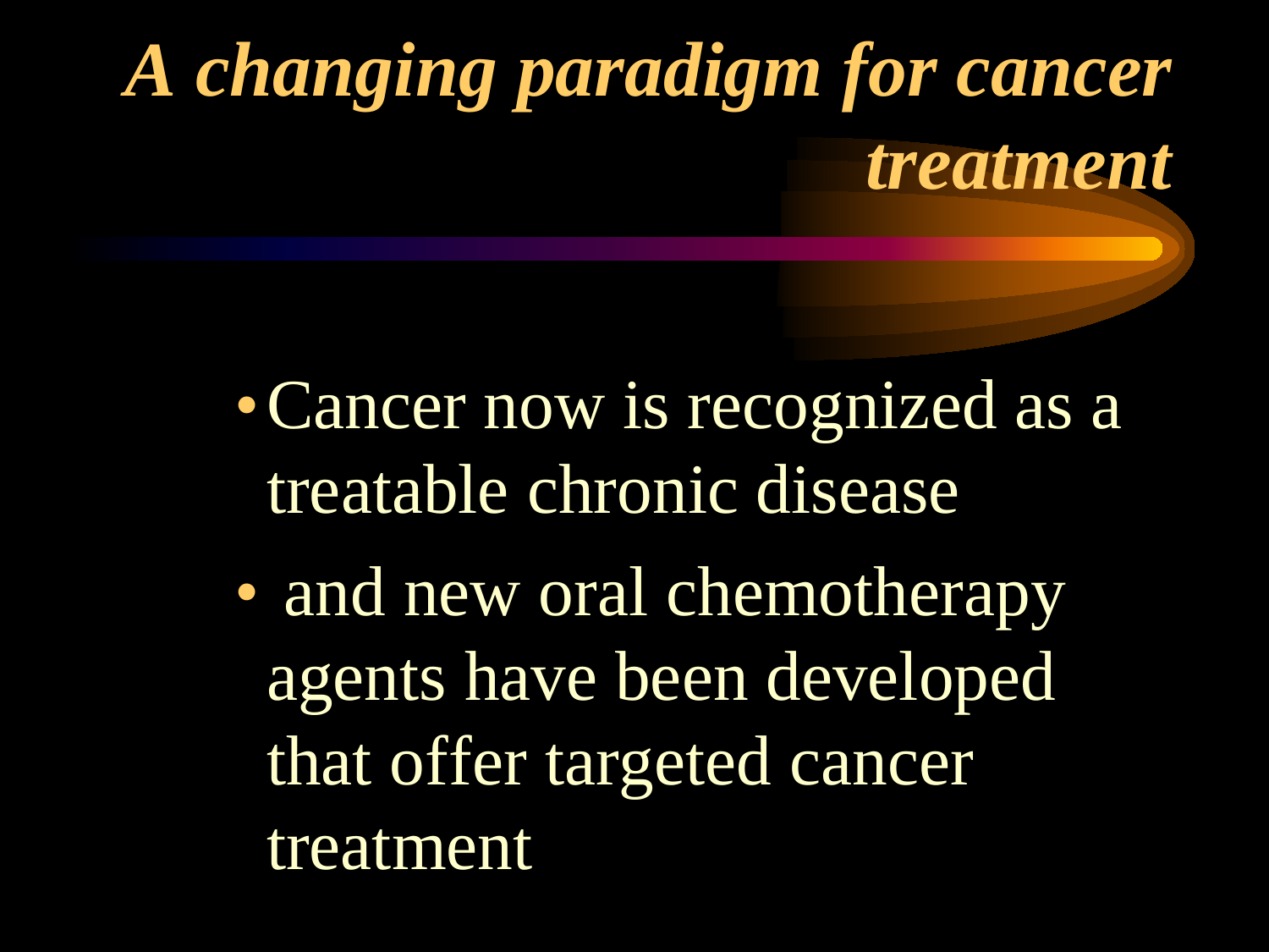# *A changing paradigm for cancer treatment*

- Cancer now is recognized as a treatable chronic disease
- and new oral chemotherapy agents have been developed that offer targeted cancer treatment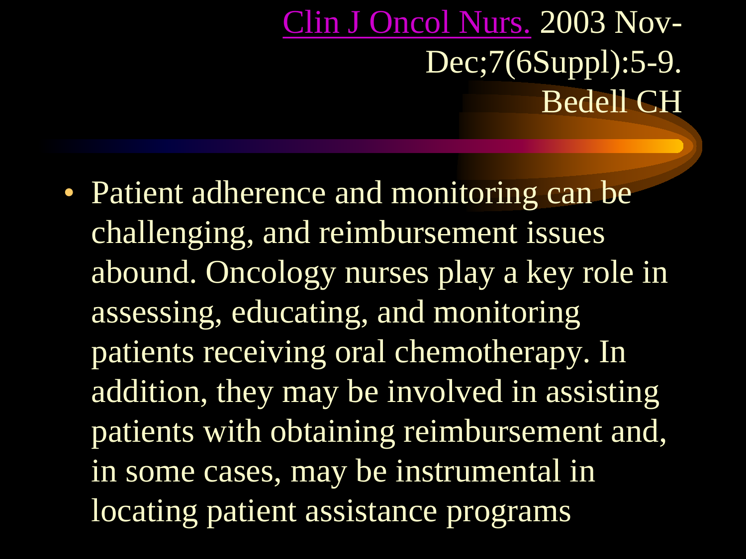## Clin J Oncol Nurs. 2003 Nov-Dec;7(6Suppl):5-9. Bedell CH

- Patient adherence and monitoring can be challenging, and reimbursement issues abound. Oncology nurses play a key role in assessing, educating, and monitoring patients receiving oral chemotherapy. In addition, they may be involved in assisting patients with obtaining reimbursement and, in some cases, may be instrumental in locating patient assistance programs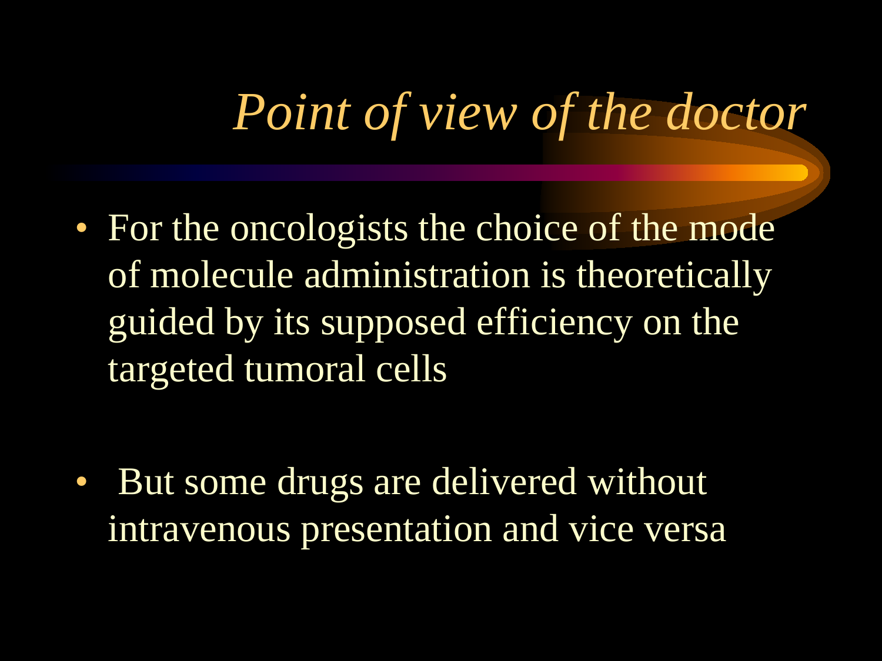# *Point of view of the doctor*

- For the oncologists the choice of the mode of molecule administration is theoretically guided by its supposed efficiency on the targeted tumoral cells
- But some drugs are delivered without intravenous presentation and vice versa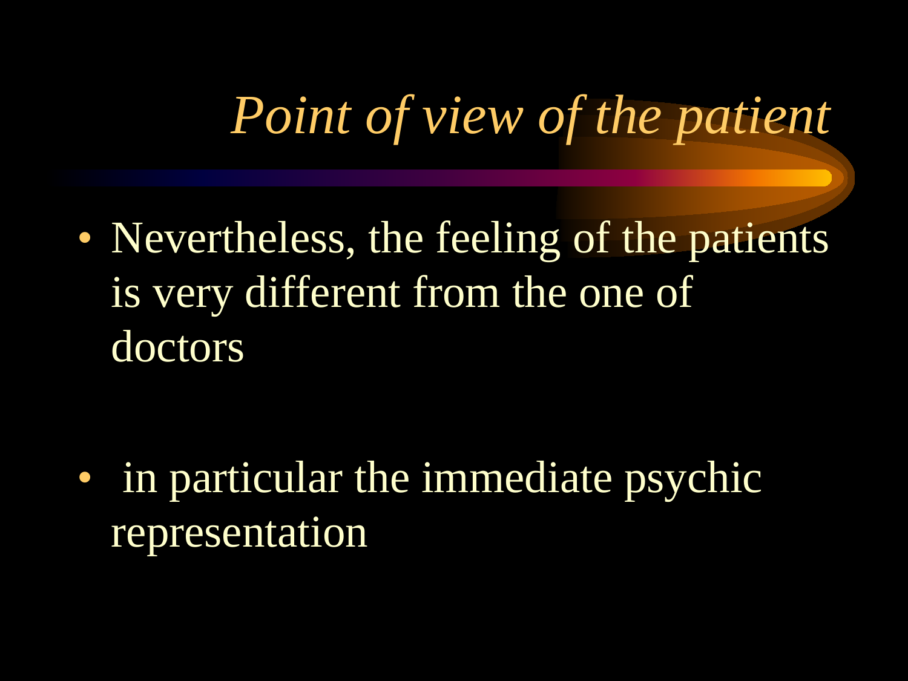# *Point of view of the patient*

- Nevertheless, the feeling of the patients is very different from the one of doctors

- in particular the immediate psychic representation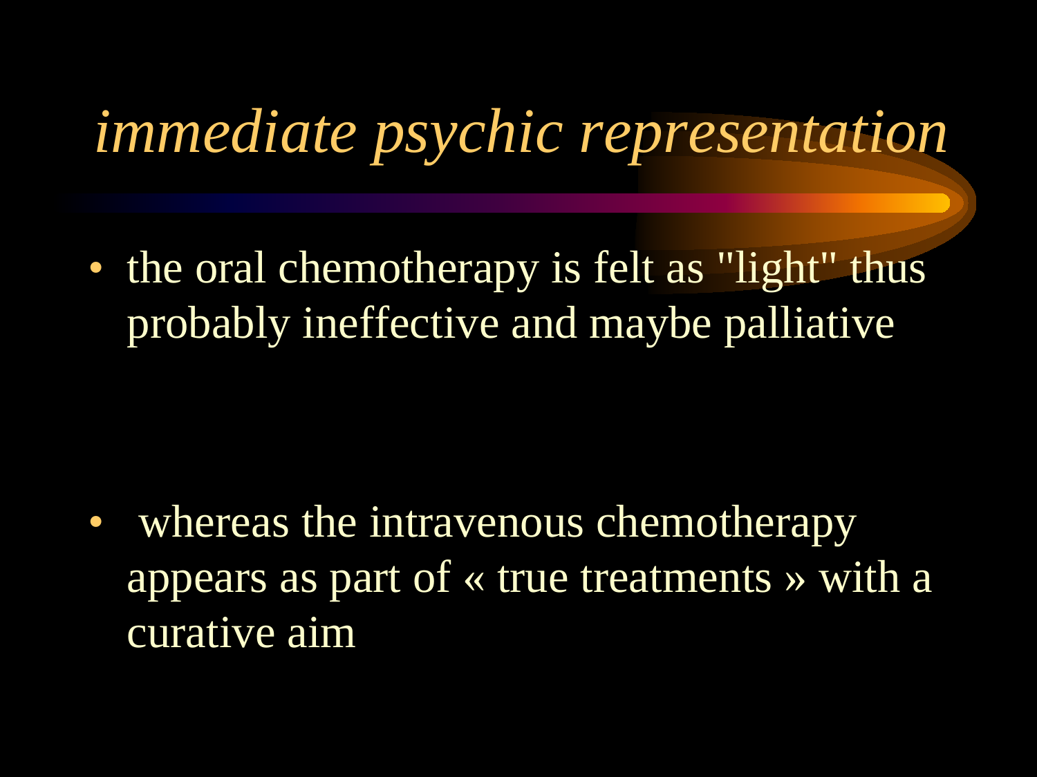# *immediate psychic representation*

- the oral chemotherapy is felt as "light" thus probably ineffective and maybe palliative

- whereas the intravenous chemotherapy appears as part of « true treatments » with a curative aim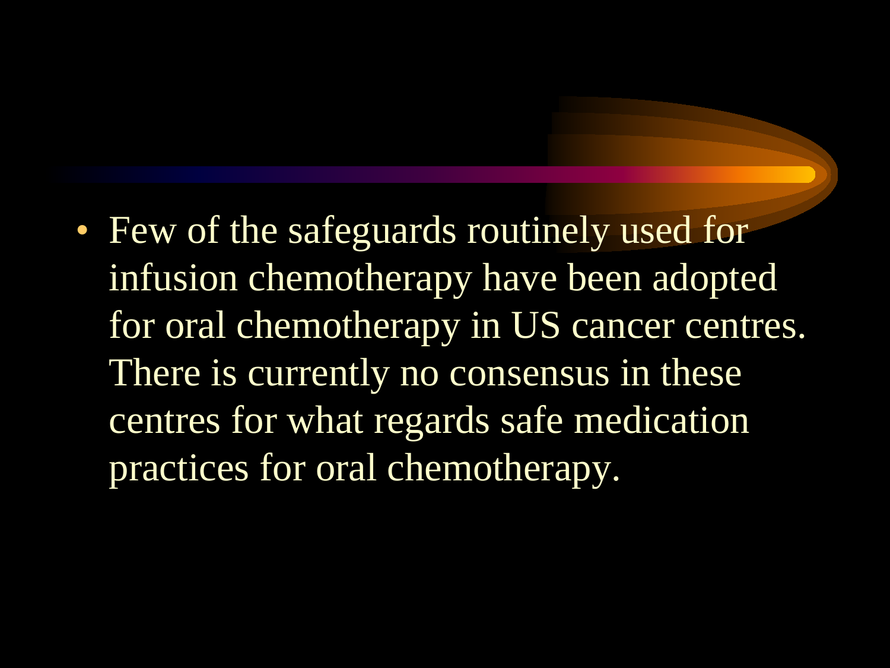- Few of the safeguards routinely used for infusion chemotherapy have been adopted for oral chemotherapy in US cancer centres. There is currently no consensus in these centres for what regards safe medication practices for oral chemotherapy.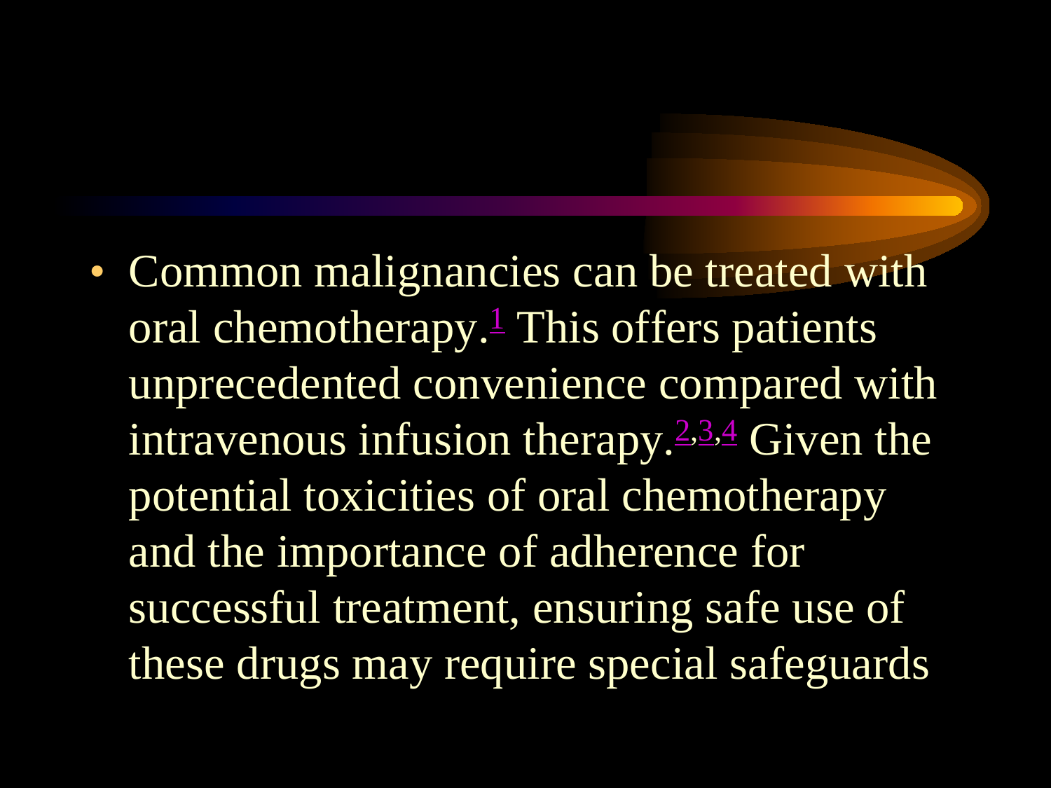- Common malignancies can be treated with oral chemotherapy.[1] This offers patients unprecedented convenience compared with intravenous infusion therapy.[2,3,4] Given the potential toxicities of oral chemotherapy and the importance of adherence for successful treatment, ensuring safe use of these drugs may require special safeguards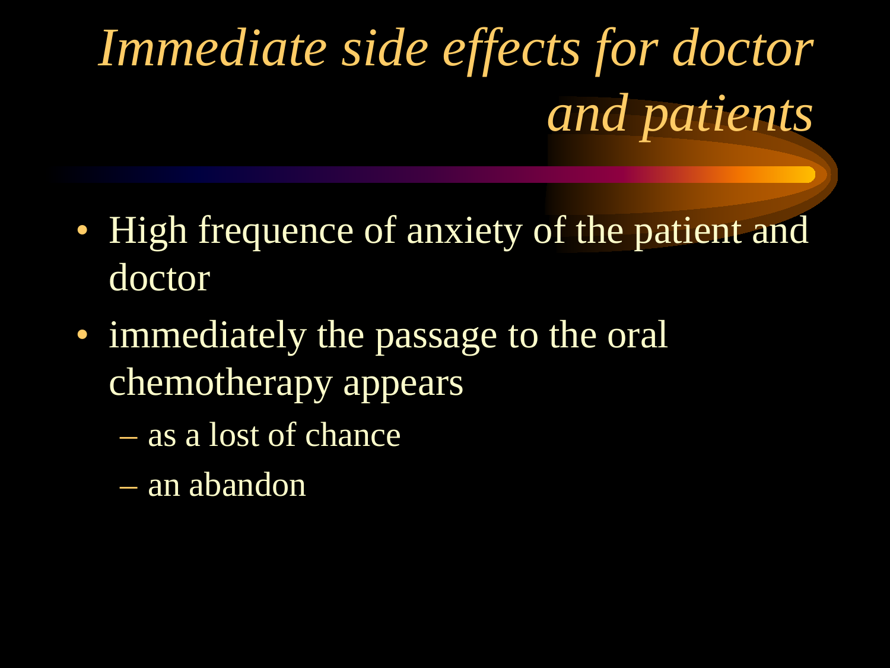# *Immediate side effects for doctor and patients*

- High frequence of anxiety of the patient and doctor
- immediately the passage to the oral chemotherapy appears
  - as a lost of chance
  - an abandon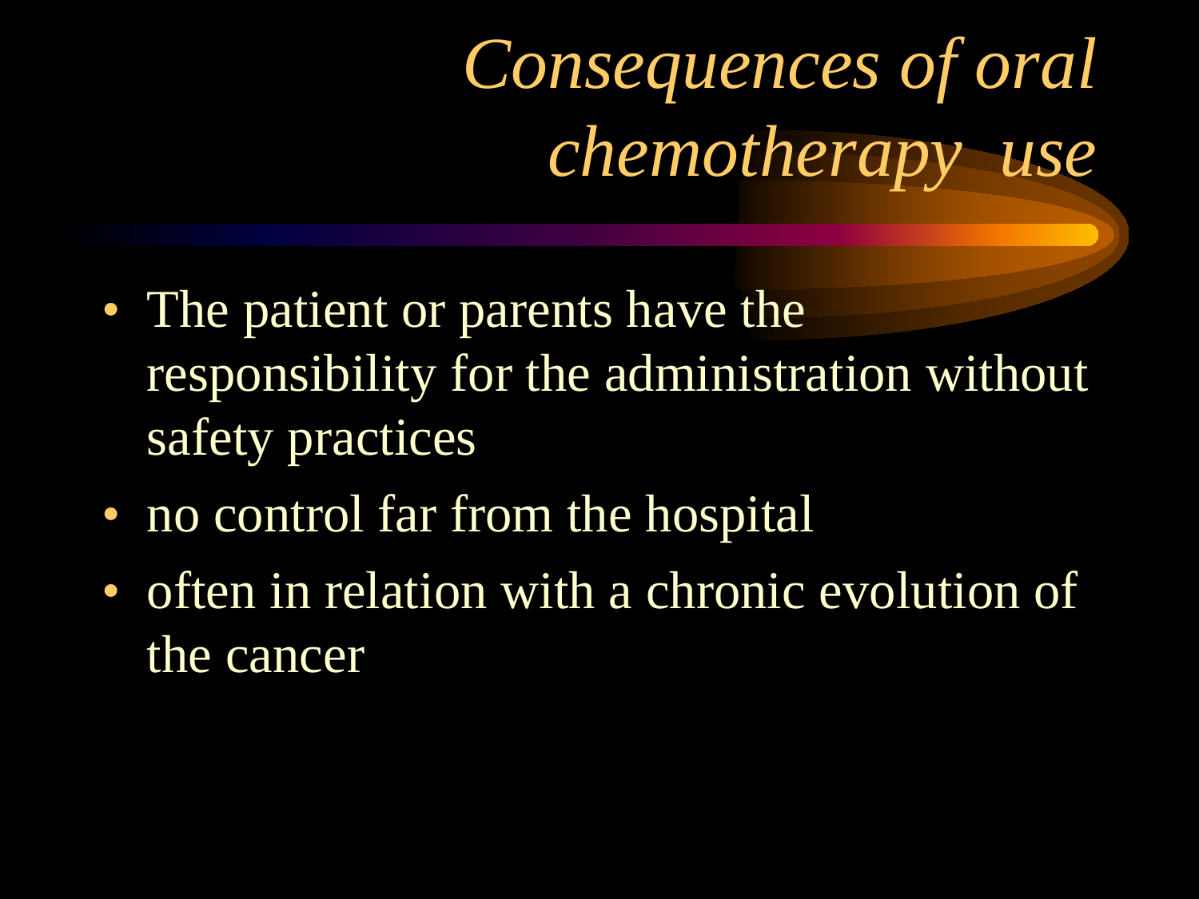# *Consequences of oral chemotherapy use*

- The patient or parents have the responsibility for the administration without safety practices
- no control far from the hospital
- often in relation with a chronic evolution of the cancer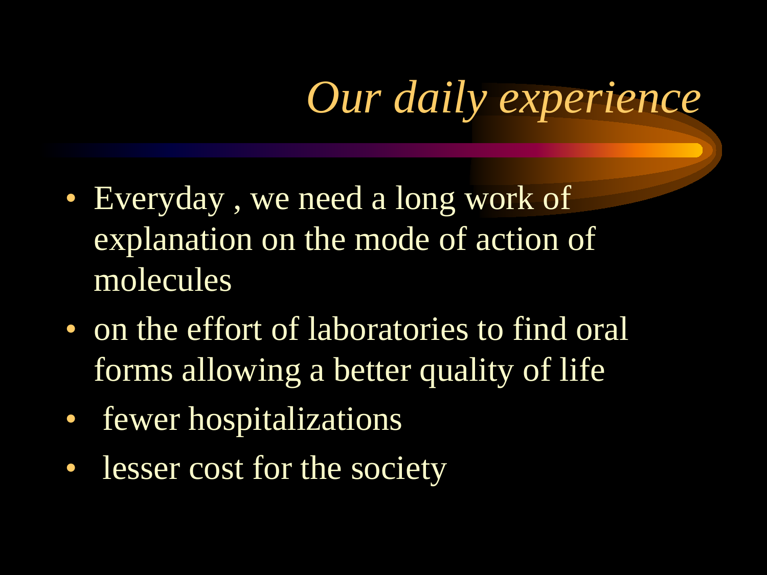# *Our daily experience*

- Everyday , we need a long work of explanation on the mode of action of molecules
- on the effort of laboratories to find oral forms allowing a better quality of life
- fewer hospitalizations
- lesser cost for the society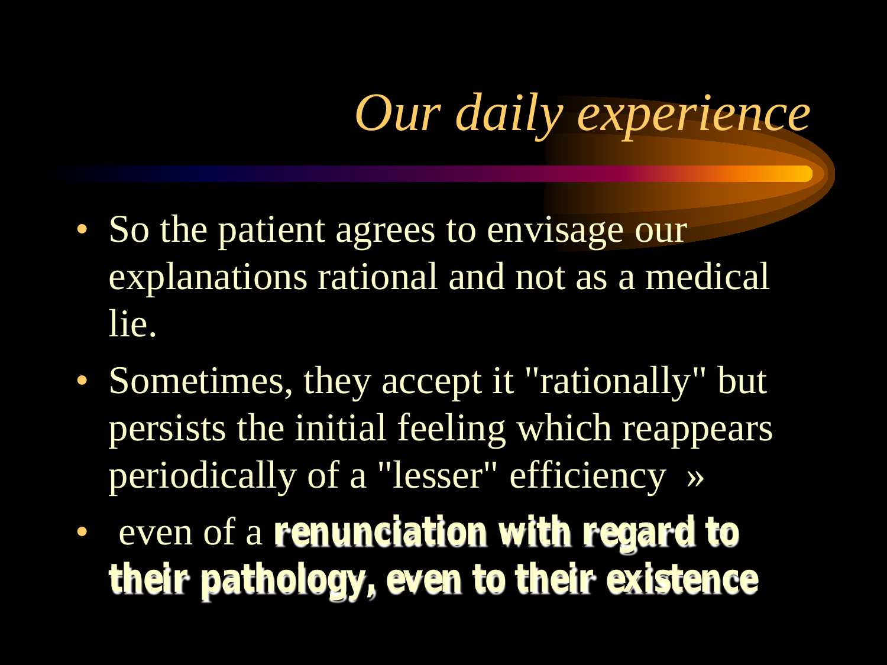# *Our daily experience*

- So the patient agrees to envisage our explanations rational and not as a medical lie.
- Sometimes, they accept it "rationally" but persists the initial feeling which reappears periodically of a "lesser" efficiency »
- even of a **renunciation with regard to their pathology, even to their existence**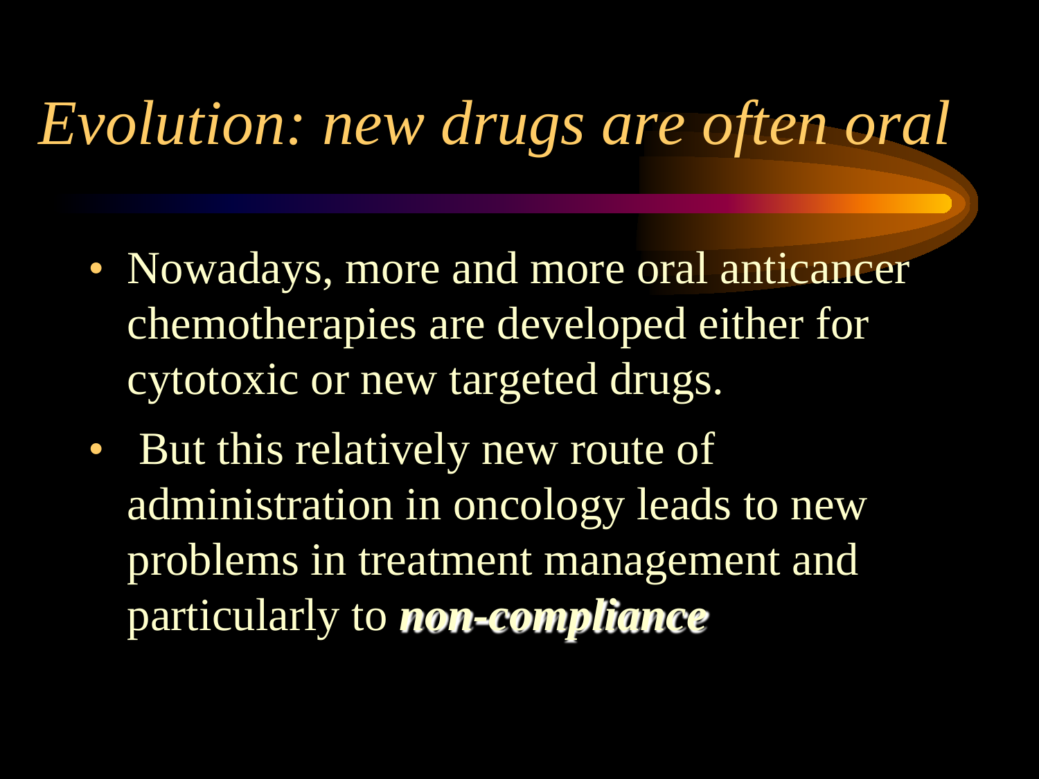# *Evolution: new drugs are often oral*

- Nowadays, more and more oral anticancer chemotherapies are developed either for cytotoxic or new targeted drugs.
- But this relatively new route of administration in oncology leads to new problems in treatment management and particularly to ***non-compliance***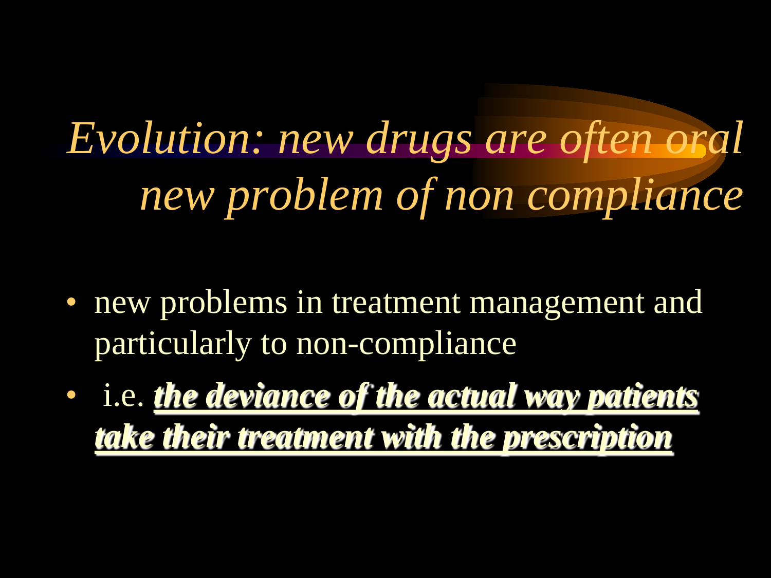# *Evolution: new drugs are often oral new problem of non compliance*

- new problems in treatment management and particularly to non-compliance
- i.e. ***<u>the deviance of the actual way patients take their treatment with the prescription</u>***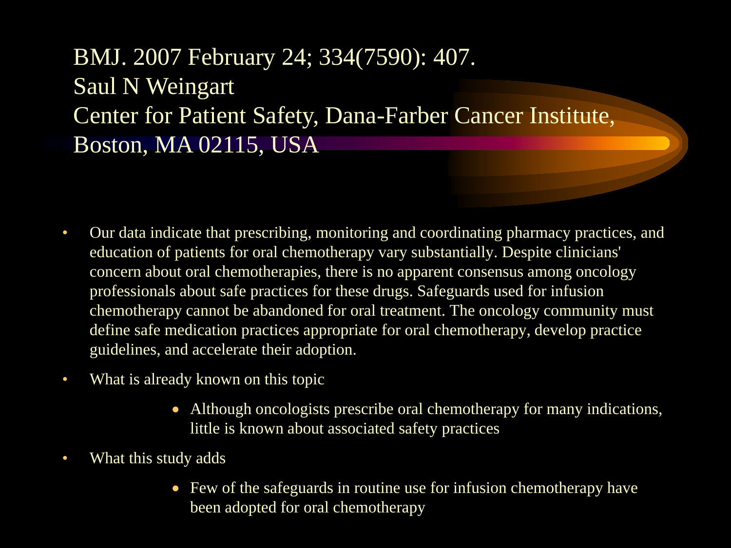# BMJ. 2007 February 24; 334(7590): 407.
# Saul N Weingart
# Center for Patient Safety, Dana-Farber Cancer Institute, Boston, MA 02115, USA

- Our data indicate that prescribing, monitoring and coordinating pharmacy practices, and education of patients for oral chemotherapy vary substantially. Despite clinicians' concern about oral chemotherapies, there is no apparent consensus among oncology professionals about safe practices for these drugs. Safeguards used for infusion chemotherapy cannot be abandoned for oral treatment. The oncology community must define safe medication practices appropriate for oral chemotherapy, develop practice guidelines, and accelerate their adoption.
- What is already known on this topic
  - Although oncologists prescribe oral chemotherapy for many indications, little is known about associated safety practices
- What this study adds
  - Few of the safeguards in routine use for infusion chemotherapy have been adopted for oral chemotherapy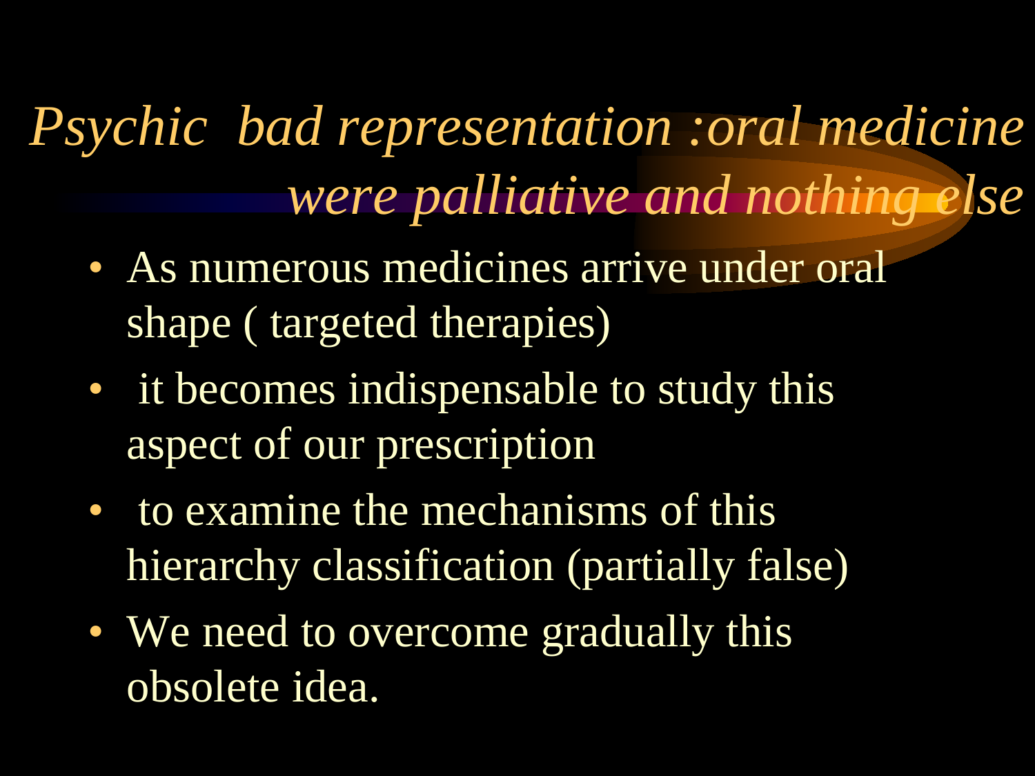# *Psychic bad representation :oral medicine were palliative and nothing else*

- As numerous medicines arrive under oral shape ( targeted therapies)
- it becomes indispensable to study this aspect of our prescription
- to examine the mechanisms of this hierarchy classification (partially false)
- We need to overcome gradually this obsolete idea.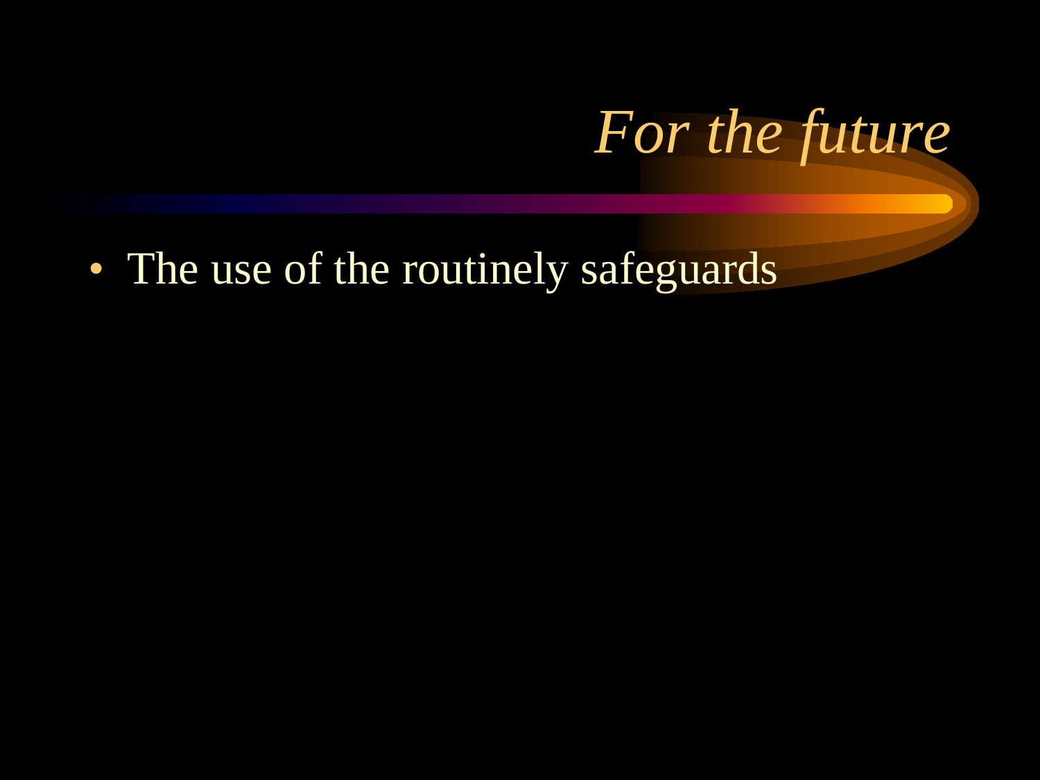# *For the future*

- The use of the routinely safeguards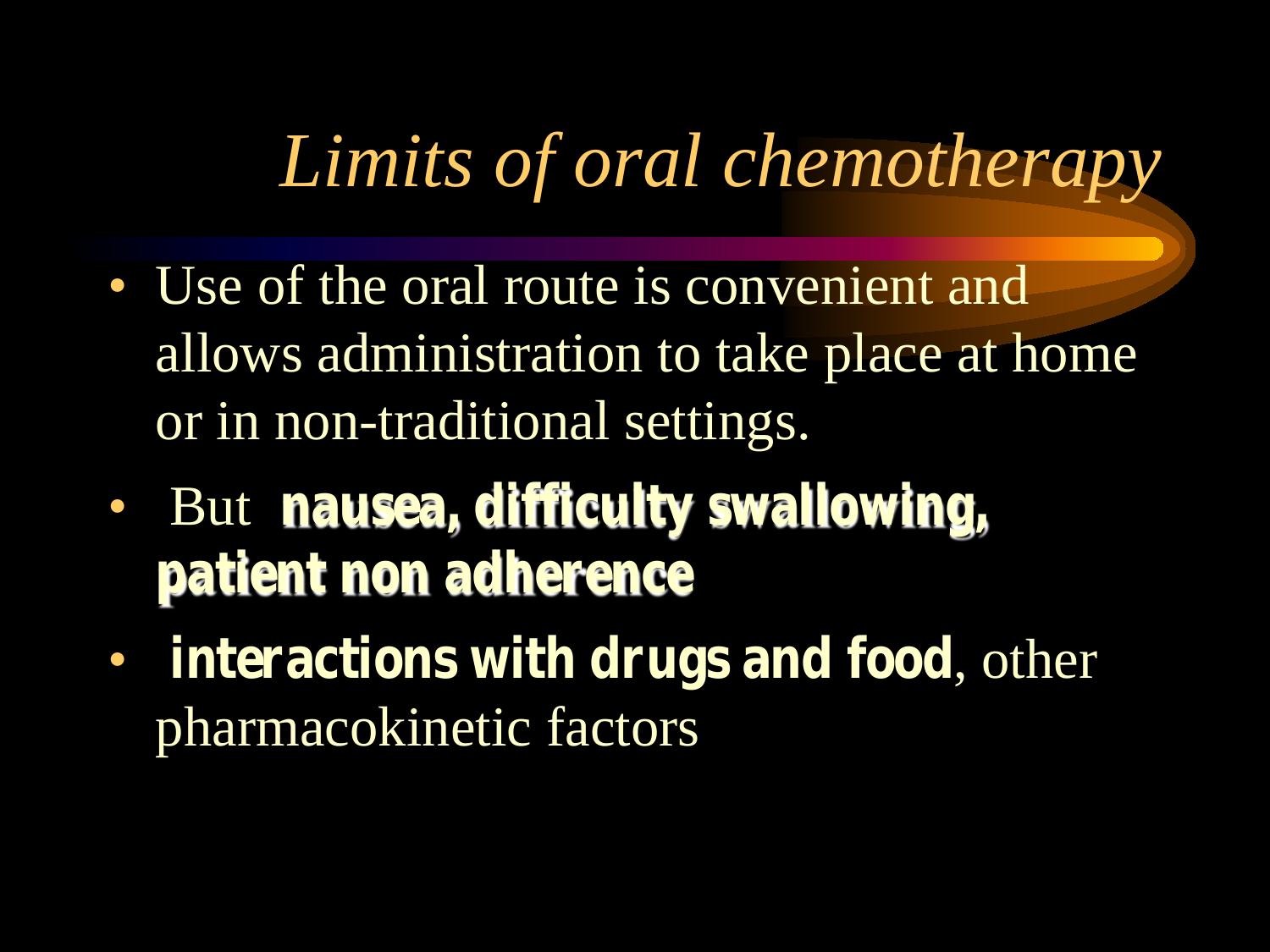# *Limits of oral chemotherapy*

- Use of the oral route is convenient and allows administration to take place at home or in non-traditional settings.
- But **nausea, difficulty swallowing, patient non adherence**
- **interactions with drugs and food**, other pharmacokinetic factors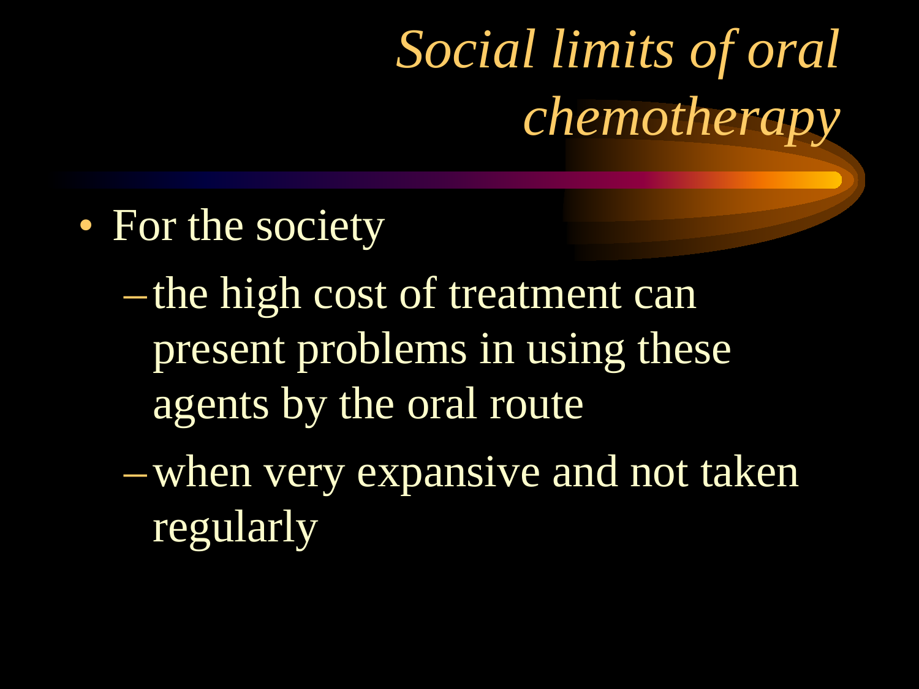# *Social limits of oral chemotherapy*

- For the society
  - the high cost of treatment can present problems in using these agents by the oral route
  - when very expansive and not taken regularly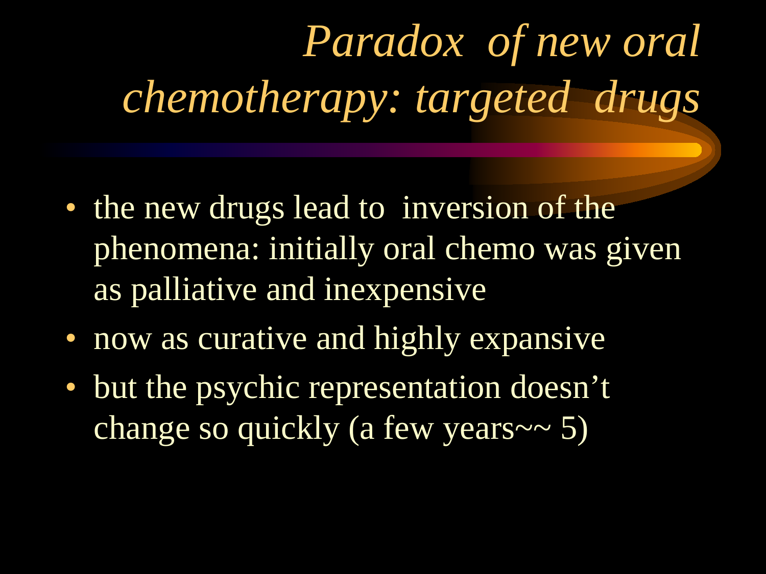# *Paradox of new oral chemotherapy: targeted drugs*

- the new drugs lead to inversion of the phenomena: initially oral chemo was given as palliative and inexpensive
- now as curative and highly expansive
- but the psychic representation doesn't change so quickly (a few years~~ 5)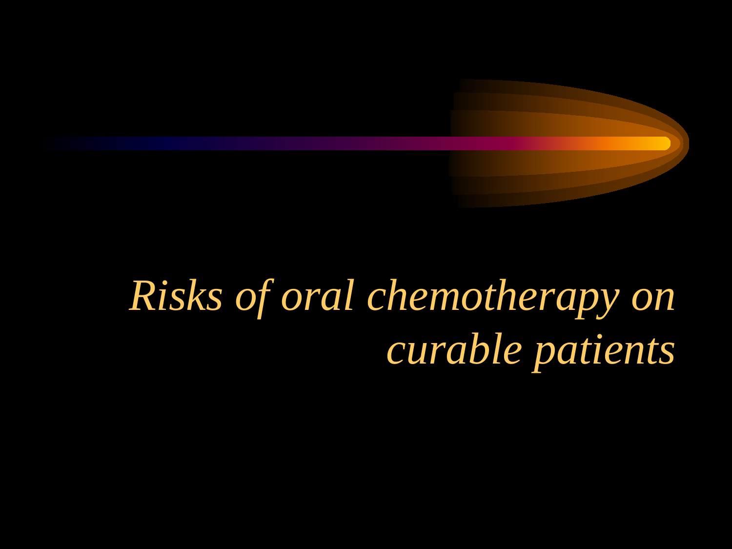# *Risks of oral chemotherapy on curable patients*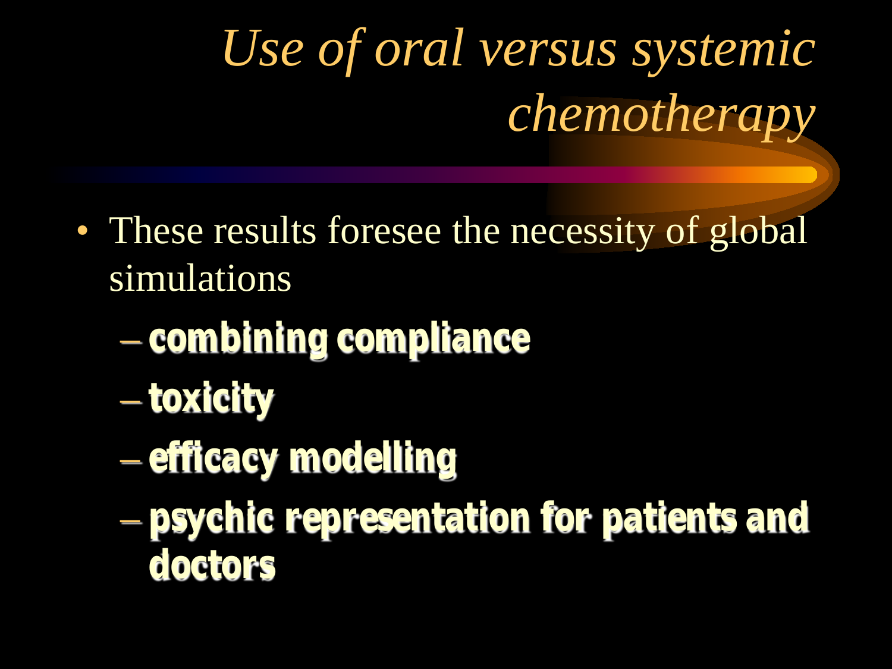# *Use of oral versus systemic chemotherapy*

- These results foresee the necessity of global simulations
  - **combining compliance**
  - **toxicity**
  - **efficacy modelling**
  - **psychic representation for patients and doctors**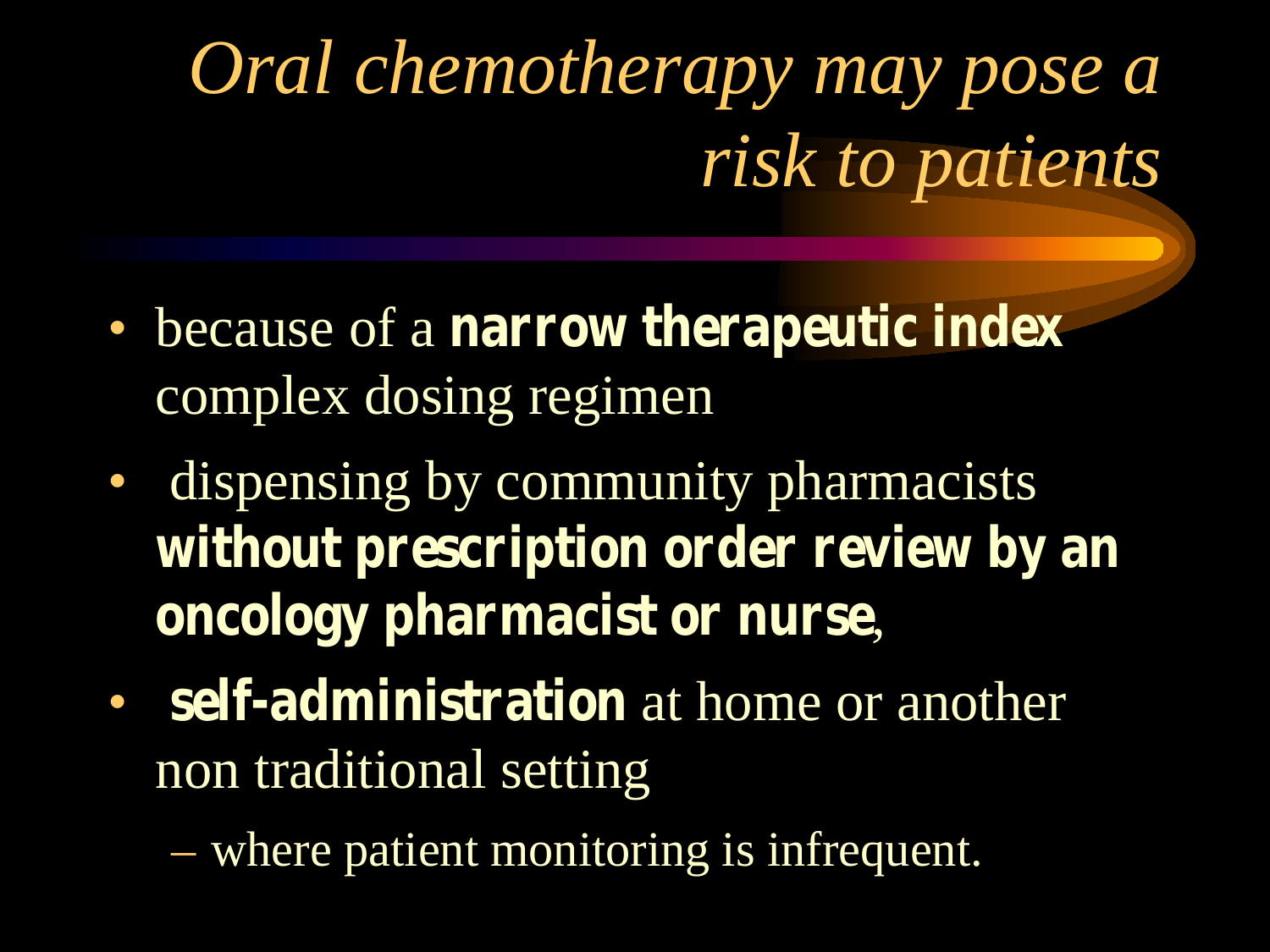# *Oral chemotherapy may pose a risk to patients*

- because of a **narrow therapeutic index** complex dosing regimen
- dispensing by community pharmacists **without prescription order review by an oncology pharmacist or nurse**,
- **self-administration** at home or another non traditional setting
  - where patient monitoring is infrequent.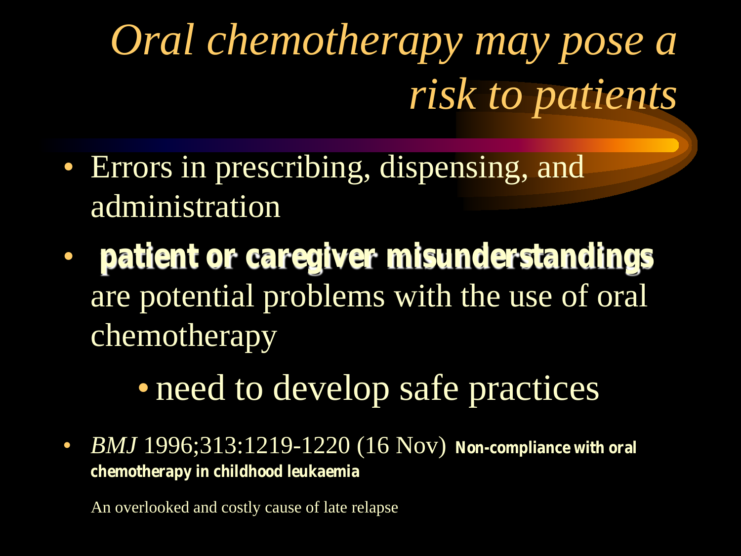# *Oral chemotherapy may pose a risk to patients*

- Errors in prescribing, dispensing, and administration
- **patient or caregiver misunderstandings** are potential problems with the use of oral chemotherapy
  - need to develop safe practices
- *BMJ* 1996;313:1219-1220 (16 Nov) **Non-compliance with oral chemotherapy in childhood leukaemia**

  An overlooked and costly cause of late relapse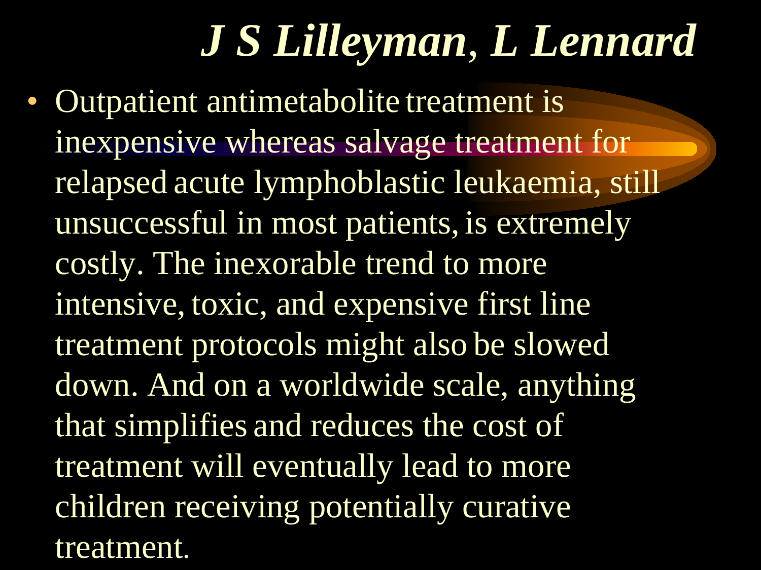# *J S Lilleyman, L Lennard*

- Outpatient antimetabolite treatment is inexpensive whereas salvage treatment for relapsed acute lymphoblastic leukaemia, still unsuccessful in most patients, is extremely costly. The inexorable trend to more intensive, toxic, and expensive first line treatment protocols might also be slowed down. And on a worldwide scale, anything that simplifies and reduces the cost of treatment will eventually lead to more children receiving potentially curative treatment.